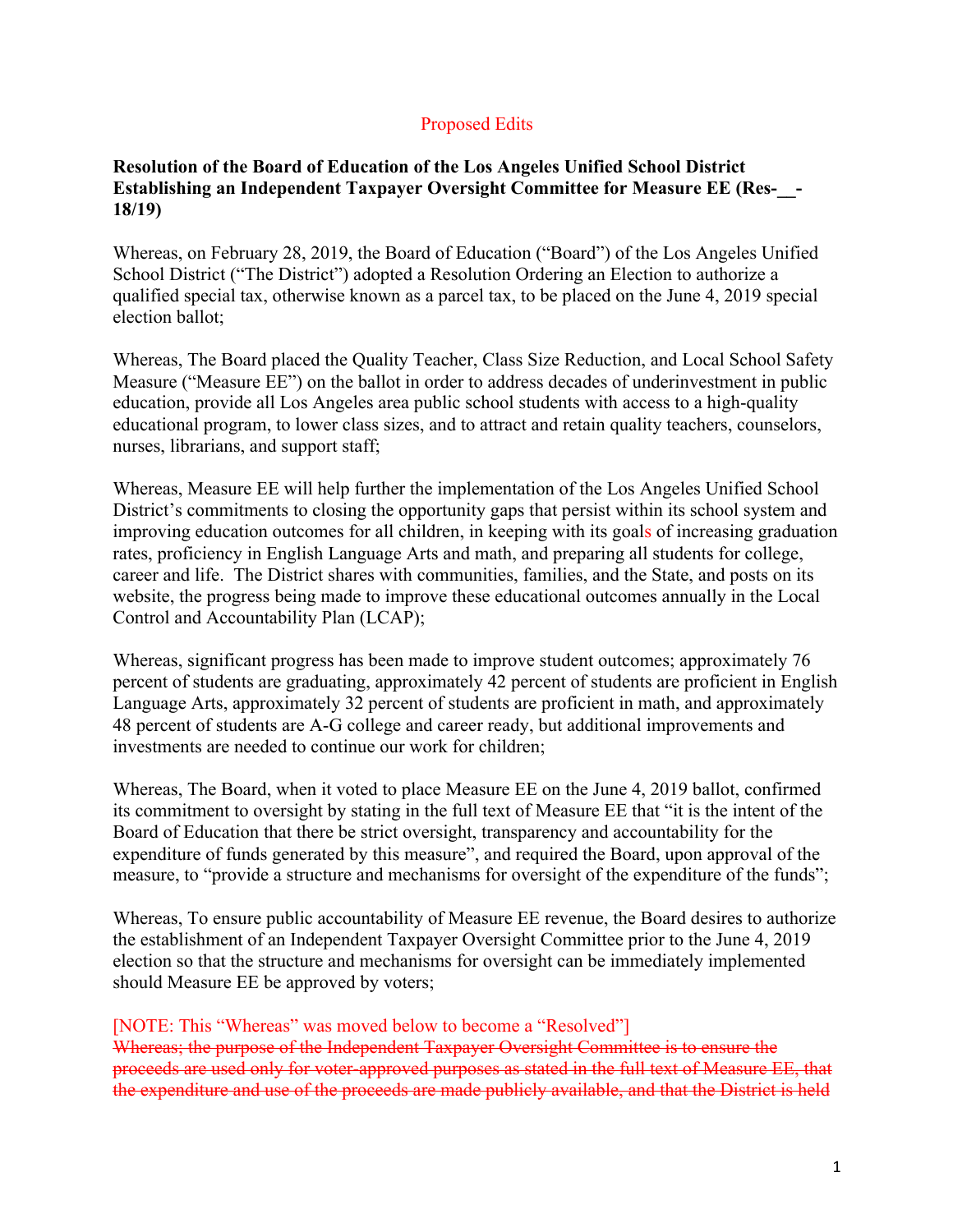Proposed Edits

**Resolution of the Board of Education of the Los Angeles Unified School District Establishing an Independent Taxpayer Oversight Committee for Measure EE (Res-__-18/19)**

Whereas, on February 28, 2019, the Board of Education ("Board") of the Los Angeles Unified School District ("The District") adopted a Resolution Ordering an Election to authorize a qualified special tax, otherwise known as a parcel tax, to be placed on the June 4, 2019 special election ballot;

Whereas, The Board placed the Quality Teacher, Class Size Reduction, and Local School Safety Measure ("Measure EE") on the ballot in order to address decades of underinvestment in public education, provide all Los Angeles area public school students with access to a high-quality educational program, to lower class sizes, and to attract and retain quality teachers, counselors, nurses, librarians, and support staff;

Whereas, Measure EE will help further the implementation of the Los Angeles Unified School District's commitments to closing the opportunity gaps that persist within its school system and improving education outcomes for all children, in keeping with its goals of increasing graduation rates, proficiency in English Language Arts and math, and preparing all students for college, career and life. The District shares with communities, families, and the State, and posts on its website, the progress being made to improve these educational outcomes annually in the Local Control and Accountability Plan (LCAP);

Whereas, significant progress has been made to improve student outcomes; approximately 76 percent of students are graduating, approximately 42 percent of students are proficient in English Language Arts, approximately 32 percent of students are proficient in math, and approximately 48 percent of students are A-G college and career ready, but additional improvements and investments are needed to continue our work for children;

Whereas, The Board, when it voted to place Measure EE on the June 4, 2019 ballot, confirmed its commitment to oversight by stating in the full text of Measure EE that "it is the intent of the Board of Education that there be strict oversight, transparency and accountability for the expenditure of funds generated by this measure", and required the Board, upon approval of the measure, to "provide a structure and mechanisms for oversight of the expenditure of the funds";

Whereas, To ensure public accountability of Measure EE revenue, the Board desires to authorize the establishment of an Independent Taxpayer Oversight Committee prior to the June 4, 2019 election so that the structure and mechanisms for oversight can be immediately implemented should Measure EE be approved by voters;

[NOTE: This "Whereas" was moved below to become a "Resolved"]
~~Whereas; the purpose of the Independent Taxpayer Oversight Committee is to ensure the proceeds are used only for voter-approved purposes as stated in the full text of Measure EE, that the expenditure and use of the proceeds are made publicly available, and that the District is held~~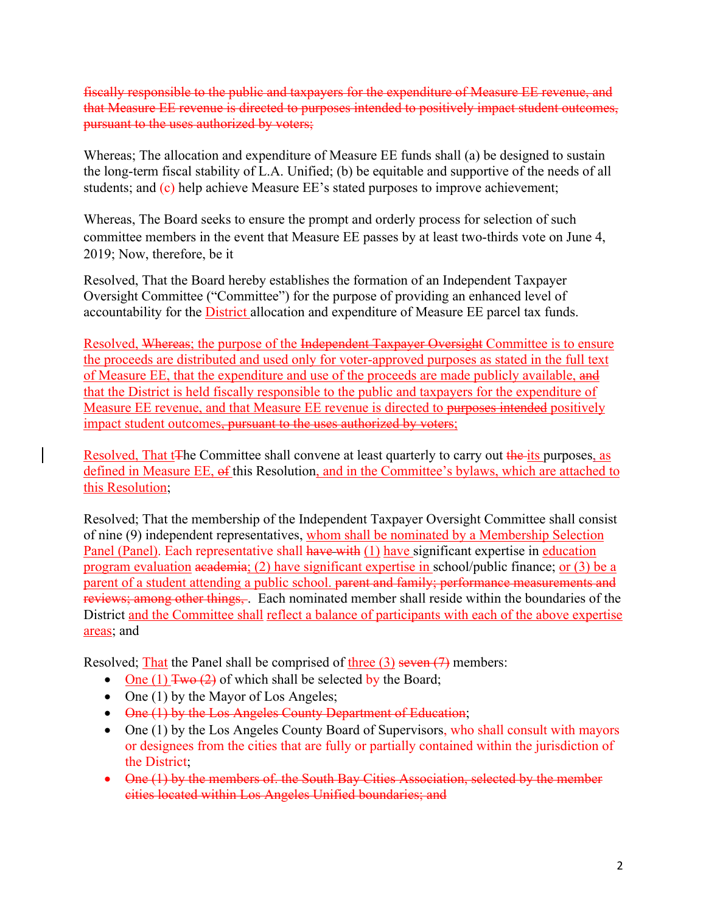~~fiscally responsible to the public and taxpayers for the expenditure of Measure EE revenue, and that Measure EE revenue is directed to purposes intended to positively impact student outcomes, pursuant to the uses authorized by voters;~~

Whereas; The allocation and expenditure of Measure EE funds shall (a) be designed to sustain the long-term fiscal stability of L.A. Unified; (b) be equitable and supportive of the needs of all students; and (c) help achieve Measure EE's stated purposes to improve achievement;

Whereas, The Board seeks to ensure the prompt and orderly process for selection of such committee members in the event that Measure EE passes by at least two-thirds vote on June 4, 2019; Now, therefore, be it

Resolved, That the Board hereby establishes the formation of an Independent Taxpayer Oversight Committee ("Committee") for the purpose of providing an enhanced level of accountability for the District allocation and expenditure of Measure EE parcel tax funds.

Resolved, ~~Whereas~~; the purpose of the ~~Independent Taxpayer Oversight~~ Committee is to ensure the proceeds are distributed and used only for voter-approved purposes as stated in the full text of Measure EE, that the expenditure and use of the proceeds are made publicly available, ~~and~~ that the District is held fiscally responsible to the public and taxpayers for the expenditure of Measure EE revenue, and that Measure EE revenue is directed to ~~purposes intended~~ positively impact student outcomes~~, pursuant to the uses authorized by voters~~;

Resolved, That t~~T~~he Committee shall convene at least quarterly to carry out ~~the~~ its purposes, as defined in Measure EE, ~~of~~ this Resolution, and in the Committee's bylaws, which are attached to this Resolution;

Resolved; That the membership of the Independent Taxpayer Oversight Committee shall consist of nine (9) independent representatives, whom shall be nominated by a Membership Selection Panel (Panel). Each representative shall ~~have with~~ (1) have significant expertise in education program evaluation ~~academia~~; (2) have significant expertise in school/public finance; or (3) be a parent of a student attending a public school. ~~parent and family; performance measurements and reviews; among other things,~~ . Each nominated member shall reside within the boundaries of the District and the Committee shall reflect a balance of participants with each of the above expertise areas; and

Resolved; That the Panel shall be comprised of three (3) ~~seven (7)~~ members:

- One (1) ~~Two (2)~~ of which shall be selected by the Board;
- One (1) by the Mayor of Los Angeles;
- ~~One (1) by the Los Angeles County Department of Education~~;
- One (1) by the Los Angeles County Board of Supervisors, who shall consult with mayors or designees from the cities that are fully or partially contained within the jurisdiction of the District;
- ~~One (1) by the members of. the South Bay Cities Association, selected by the member cities located within Los Angeles Unified boundaries; and~~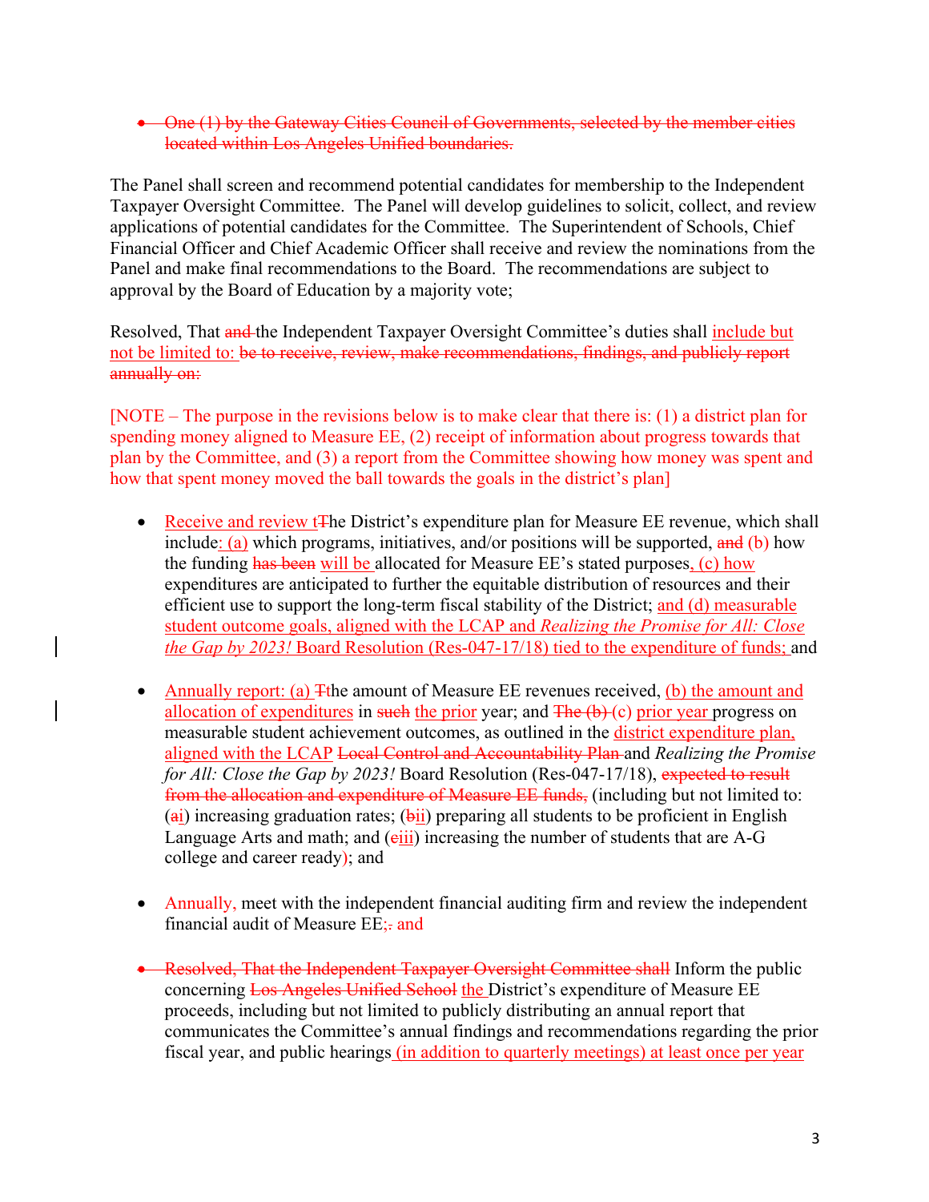- ~~One (1) by the Gateway Cities Council of Governments, selected by the member cities located within Los Angeles Unified boundaries.~~

The Panel shall screen and recommend potential candidates for membership to the Independent Taxpayer Oversight Committee. The Panel will develop guidelines to solicit, collect, and review applications of potential candidates for the Committee. The Superintendent of Schools, Chief Financial Officer and Chief Academic Officer shall receive and review the nominations from the Panel and make final recommendations to the Board. The recommendations are subject to approval by the Board of Education by a majority vote;

Resolved, That ~~and~~ the Independent Taxpayer Oversight Committee's duties shall include but not be limited to: ~~be to receive, review, make recommendations, findings, and publicly report annually on:~~

[NOTE – The purpose in the revisions below is to make clear that there is: (1) a district plan for spending money aligned to Measure EE, (2) receipt of information about progress towards that plan by the Committee, and (3) a report from the Committee showing how money was spent and how that spent money moved the ball towards the goals in the district's plan]

- Receive and review t~~T~~he District's expenditure plan for Measure EE revenue, which shall include: (a) which programs, initiatives, and/or positions will be supported, ~~and~~ (b) how the funding ~~has been~~ will be allocated for Measure EE's stated purposes, (c) how expenditures are anticipated to further the equitable distribution of resources and their efficient use to support the long-term fiscal stability of the District; and (d) measurable student outcome goals, aligned with the LCAP and *Realizing the Promise for All: Close the Gap by 2023!* Board Resolution (Res-047-17/18) tied to the expenditure of funds; and

- Annually report: (a) ~~T~~the amount of Measure EE revenues received, (b) the amount and allocation of expenditures in ~~such~~ the prior year; and ~~The (b)~~ (c) prior year progress on measurable student achievement outcomes, as outlined in the district expenditure plan, aligned with the LCAP ~~Local Control and Accountability Plan~~ and *Realizing the Promise for All: Close the Gap by 2023!* Board Resolution (Res-047-17/18), ~~expected to result from the allocation and expenditure of Measure EE funds,~~ (including but not limited to: (~~a~~i) increasing graduation rates; (~~b~~ii) preparing all students to be proficient in English Language Arts and math; and (~~c~~iii) increasing the number of students that are A-G college and career ready); and

- Annually, meet with the independent financial auditing firm and review the independent financial audit of Measure EE;~~.~~ and

- ~~Resolved, That the Independent Taxpayer Oversight Committee shall~~ Inform the public concerning ~~Los Angeles Unified School~~ the District's expenditure of Measure EE proceeds, including but not limited to publicly distributing an annual report that communicates the Committee's annual findings and recommendations regarding the prior fiscal year, and public hearings (in addition to quarterly meetings) at least once per year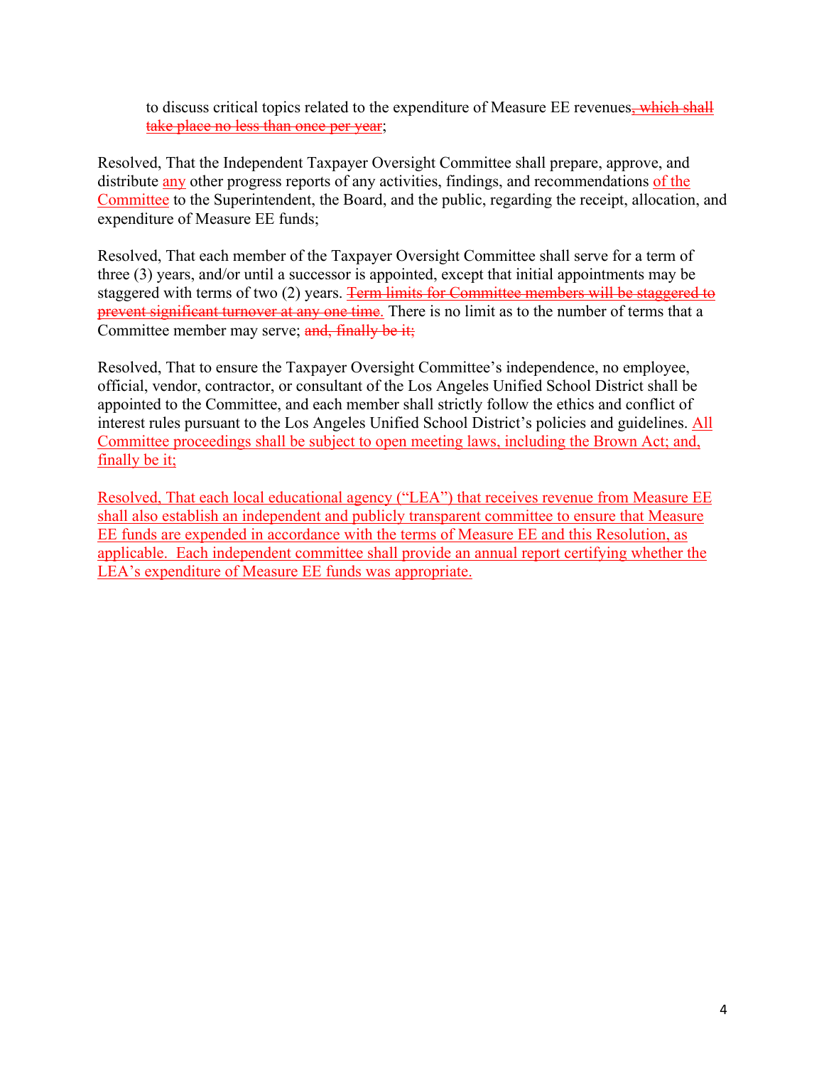to discuss critical topics related to the expenditure of Measure EE revenues~~, which shall take place no less than once per year~~;

Resolved, That the Independent Taxpayer Oversight Committee shall prepare, approve, and distribute <u>any</u> other progress reports of any activities, findings, and recommendations <u>of the Committee</u> to the Superintendent, the Board, and the public, regarding the receipt, allocation, and expenditure of Measure EE funds;

Resolved, That each member of the Taxpayer Oversight Committee shall serve for a term of three (3) years, and/or until a successor is appointed, except that initial appointments may be staggered with terms of two (2) years. ~~Term limits for Committee members will be staggered to prevent significant turnover at any one time.~~ There is no limit as to the number of terms that a Committee member may serve; ~~and, finally be it;~~

Resolved, That to ensure the Taxpayer Oversight Committee's independence, no employee, official, vendor, contractor, or consultant of the Los Angeles Unified School District shall be appointed to the Committee, and each member shall strictly follow the ethics and conflict of interest rules pursuant to the Los Angeles Unified School District's policies and guidelines. <u>All Committee proceedings shall be subject to open meeting laws, including the Brown Act; and, finally be it;</u>

<u>Resolved, That each local educational agency ("LEA") that receives revenue from Measure EE shall also establish an independent and publicly transparent committee to ensure that Measure EE funds are expended in accordance with the terms of Measure EE and this Resolution, as applicable. Each independent committee shall provide an annual report certifying whether the LEA's expenditure of Measure EE funds was appropriate.</u>